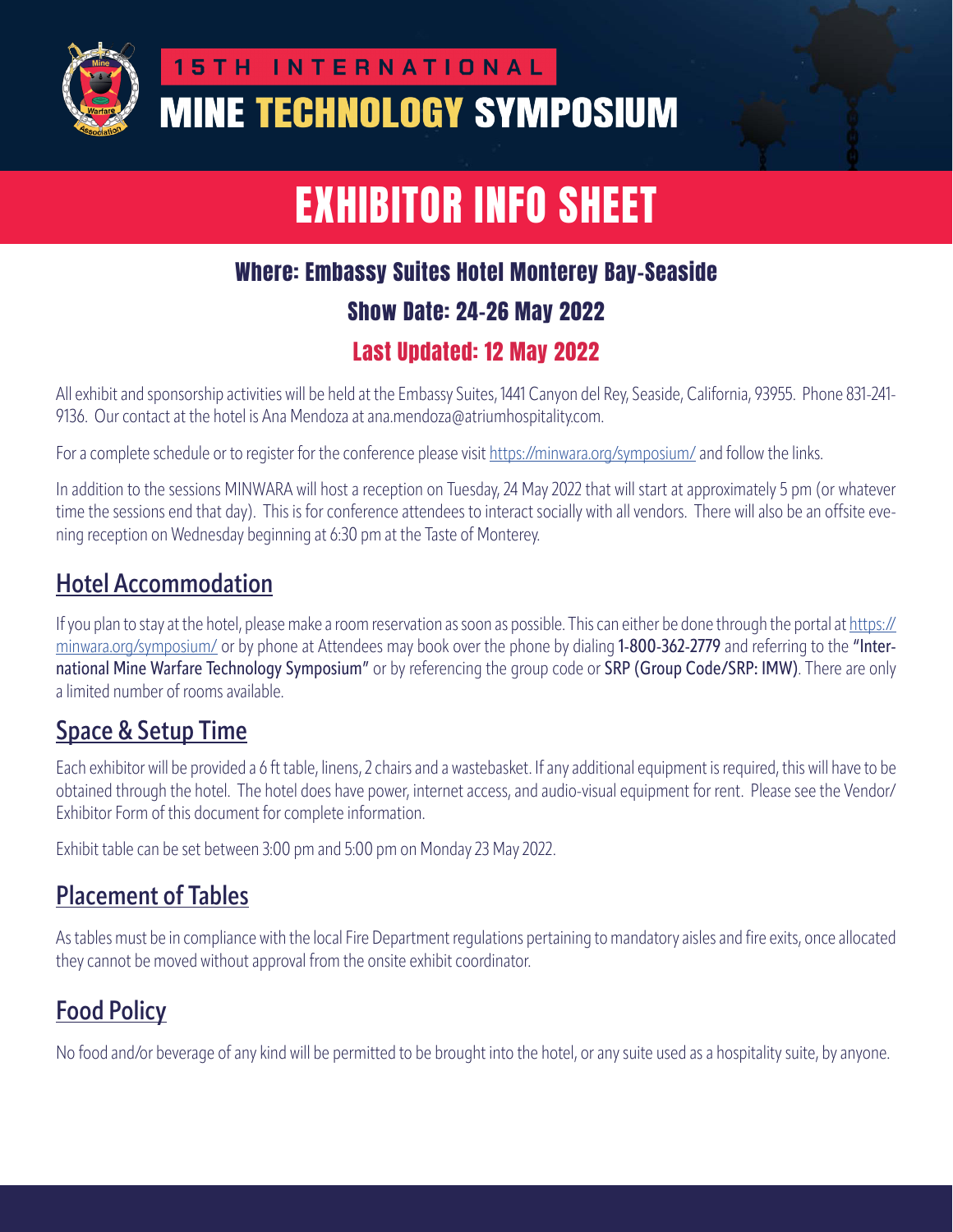15TH INTERNATIONAL

# MINE TECHNOLOGY SYMPOSIUM

# EXHIBITOR INFO SHEET

### Where: Embassy Suites Hotel Monterey Bay-Seaside

### Show Date: 24-26 May 2022

### Last Updated: 12 May 2022

All exhibit and sponsorship activities will be held at the Embassy Suites, 1441 Canyon del Rey, Seaside, California, 93955. Phone 831-241-9136. Our contact at the hotel is Ana Mendoza at ana.mendoza@atriumhospitality.com.

For a complete schedule or to register for the conference please visit https://minwara.org/symposium/ and follow the links.

In addition to the sessions MINWARA will host a reception on Tuesday, 24 May 2022 that will start at approximately 5 pm (or whatever time the sessions end that day). This is for conference attendees to interact socially with all vendors. There will also be an offsite evening reception on Wednesday beginning at 6:30 pm at the Taste of Monterey.

## Hotel Accommodation

If you plan to stay at the hotel, please make a room reservation as soon as possible. This can either be done through the portal at https://minwara.org/symposium/ or by phone at Attendees may book over the phone by dialing **1-800-362-2779** and referring to the **"International Mine Warfare Technology Symposium"** or by referencing the group code or **SRP (Group Code/SRP: IMW)**. There are only a limited number of rooms available.

## Space & Setup Time

Each exhibitor will be provided a 6 ft table, linens, 2 chairs and a wastebasket. If any additional equipment is required, this will have to be obtained through the hotel. The hotel does have power, internet access, and audio-visual equipment for rent. Please see the Vendor/Exhibitor Form of this document for complete information.

Exhibit table can be set between 3:00 pm and 5:00 pm on Monday 23 May 2022.

## Placement of Tables

As tables must be in compliance with the local Fire Department regulations pertaining to mandatory aisles and fire exits, once allocated they cannot be moved without approval from the onsite exhibit coordinator.

## Food Policy

No food and/or beverage of any kind will be permitted to be brought into the hotel, or any suite used as a hospitality suite, by anyone.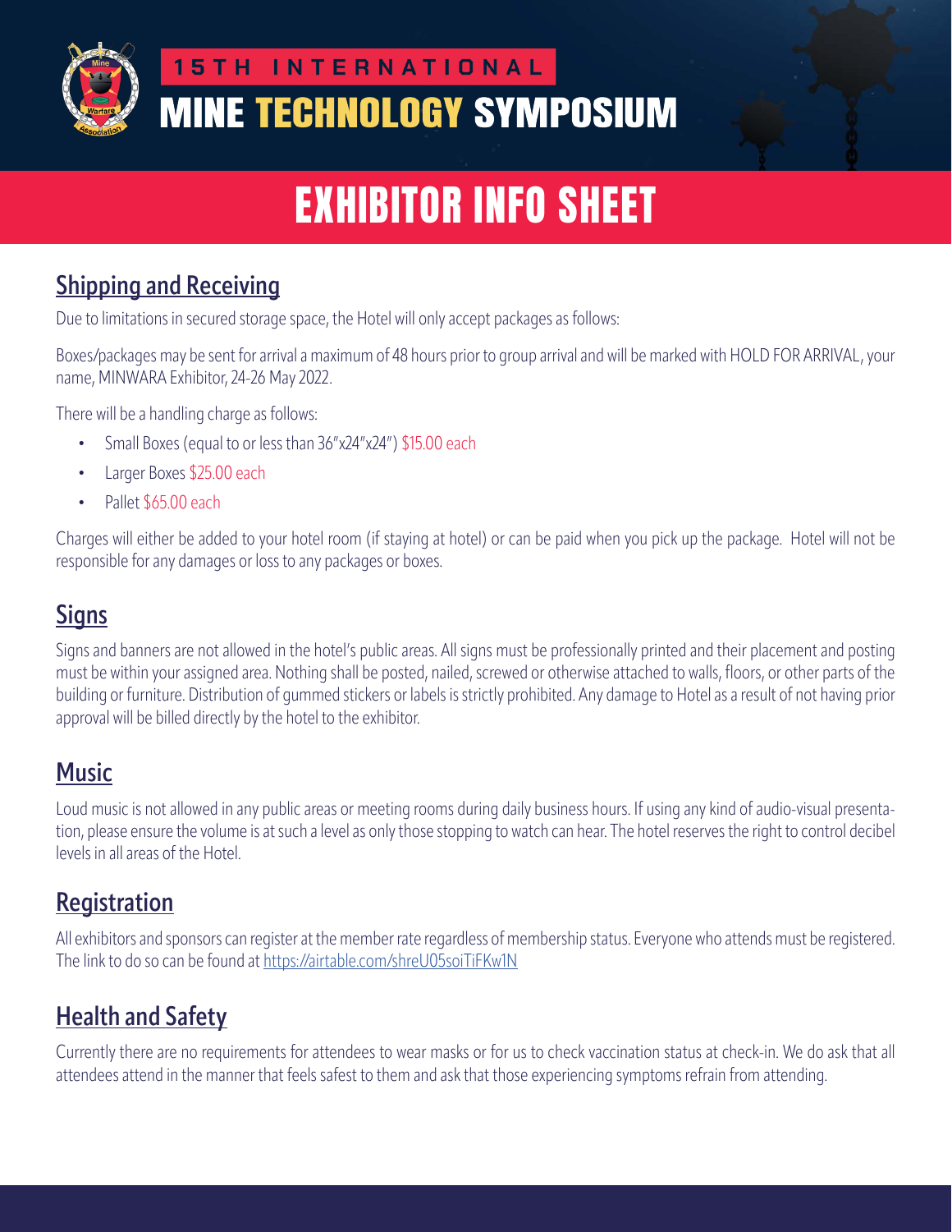15TH INTERNATIONAL

# MINE TECHNOLOGY SYMPOSIUM

# EXHIBITOR INFO SHEET

## Shipping and Receiving

Due to limitations in secured storage space, the Hotel will only accept packages as follows:

Boxes/packages may be sent for arrival a maximum of 48 hours prior to group arrival and will be marked with HOLD FOR ARRIVAL, your name, MINWARA Exhibitor, 24-26 May 2022.

There will be a handling charge as follows:

- Small Boxes (equal to or less than 36"x24"x24") $15.00 each
- Larger Boxes $25.00 each
- Pallet $65.00 each

Charges will either be added to your hotel room (if staying at hotel) or can be paid when you pick up the package. Hotel will not be responsible for any damages or loss to any packages or boxes.

## Signs

Signs and banners are not allowed in the hotel's public areas. All signs must be professionally printed and their placement and posting must be within your assigned area. Nothing shall be posted, nailed, screwed or otherwise attached to walls, floors, or other parts of the building or furniture. Distribution of gummed stickers or labels is strictly prohibited. Any damage to Hotel as a result of not having prior approval will be billed directly by the hotel to the exhibitor.

## Music

Loud music is not allowed in any public areas or meeting rooms during daily business hours. If using any kind of audio-visual presentation, please ensure the volume is at such a level as only those stopping to watch can hear. The hotel reserves the right to control decibel levels in all areas of the Hotel.

## Registration

All exhibitors and sponsors can register at the member rate regardless of membership status. Everyone who attends must be registered. The link to do so can be found at https://airtable.com/shreU05soiTiFKw1N

## Health and Safety

Currently there are no requirements for attendees to wear masks or for us to check vaccination status at check-in. We do ask that all attendees attend in the manner that feels safest to them and ask that those experiencing symptoms refrain from attending.